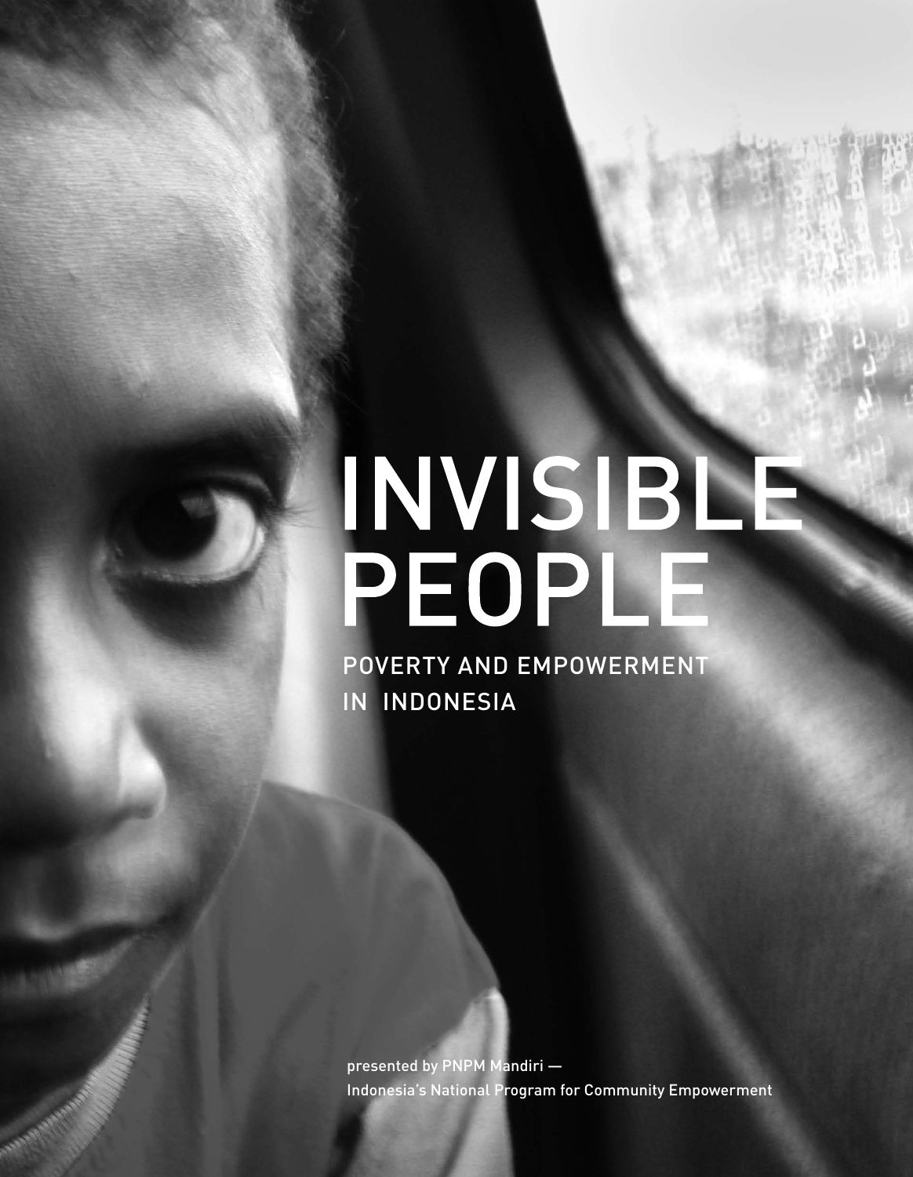# INVISIBLE PEOPLE

## POVERTY AND EMPOWERMENT IN INDONESIA

presented by PNPM Mandiri —
Indonesia's National Program for Community Empowerment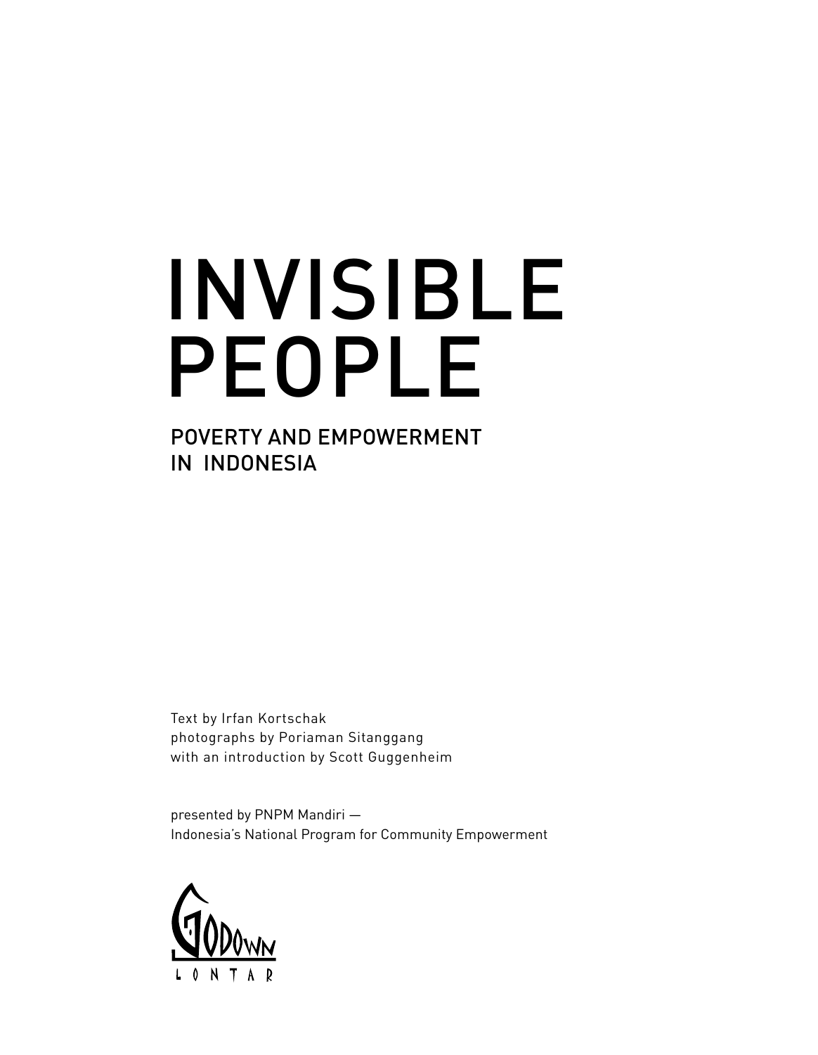# INVISIBLE PEOPLE

## POVERTY AND EMPOWERMENT IN INDONESIA

Text by Irfan Kortschak
photographs by Poriaman Sitanggang
with an introduction by Scott Guggenheim

presented by PNPM Mandiri —
Indonesia's National Program for Community Empowerment

GODOWN
LONTAR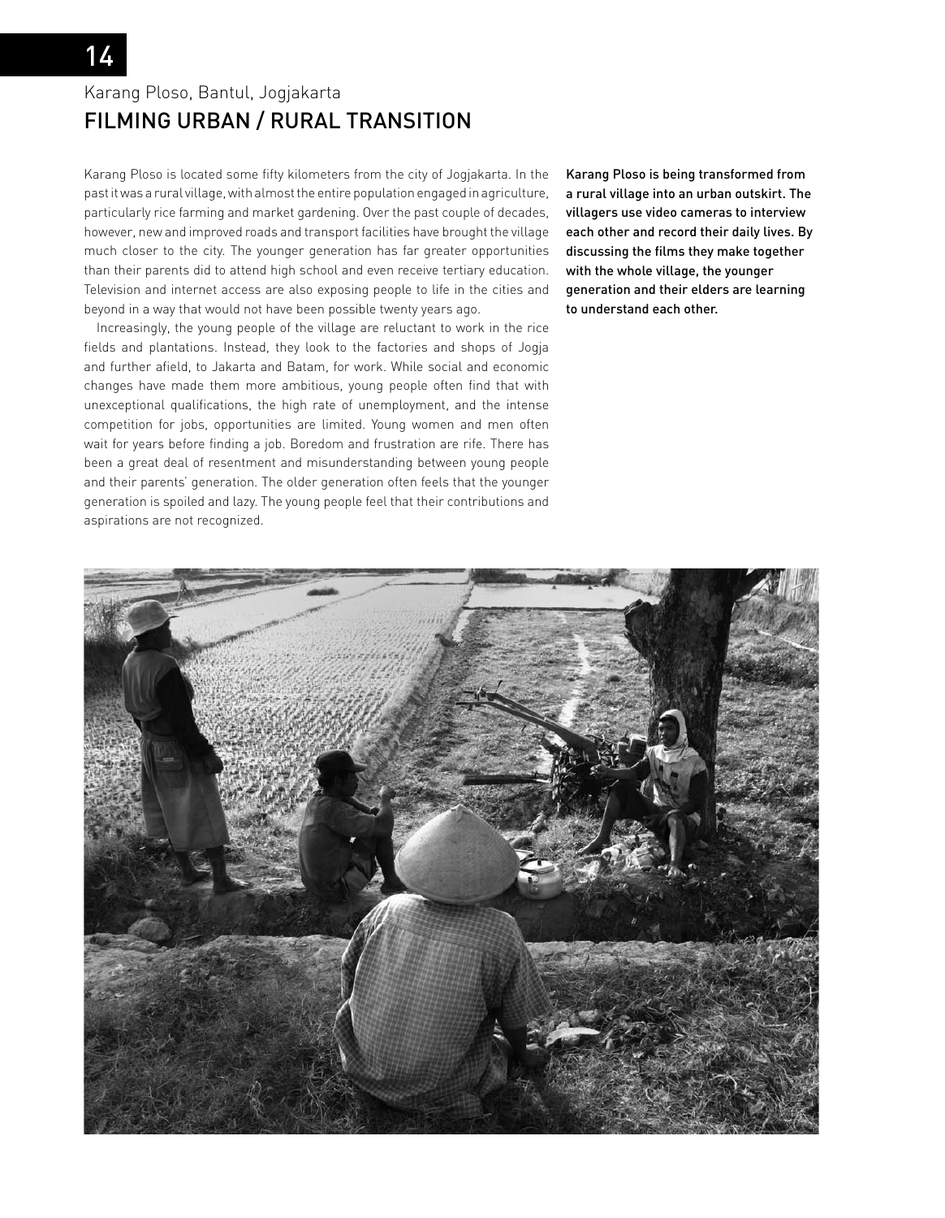## Karang Ploso, Bantul, Jogjakarta

# FILMING URBAN / RURAL TRANSITION

Karang Ploso is located some fifty kilometers from the city of Jogjakarta. In the past it was a rural village, with almost the entire population engaged in agriculture, particularly rice farming and market gardening. Over the past couple of decades, however, new and improved roads and transport facilities have brought the village much closer to the city. The younger generation has far greater opportunities than their parents did to attend high school and even receive tertiary education. Television and internet access are also exposing people to life in the cities and beyond in a way that would not have been possible twenty years ago.

Increasingly, the young people of the village are reluctant to work in the rice fields and plantations. Instead, they look to the factories and shops of Jogja and further afield, to Jakarta and Batam, for work. While social and economic changes have made them more ambitious, young people often find that with unexceptional qualifications, the high rate of unemployment, and the intense competition for jobs, opportunities are limited. Young women and men often wait for years before finding a job. Boredom and frustration are rife. There has been a great deal of resentment and misunderstanding between young people and their parents' generation. The older generation often feels that the younger generation is spoiled and lazy. The young people feel that their contributions and aspirations are not recognized.

Karang Ploso is being transformed from a rural village into an urban outskirt. The villagers use video cameras to interview each other and record their daily lives. By discussing the films they make together with the whole village, the younger generation and their elders are learning to understand each other.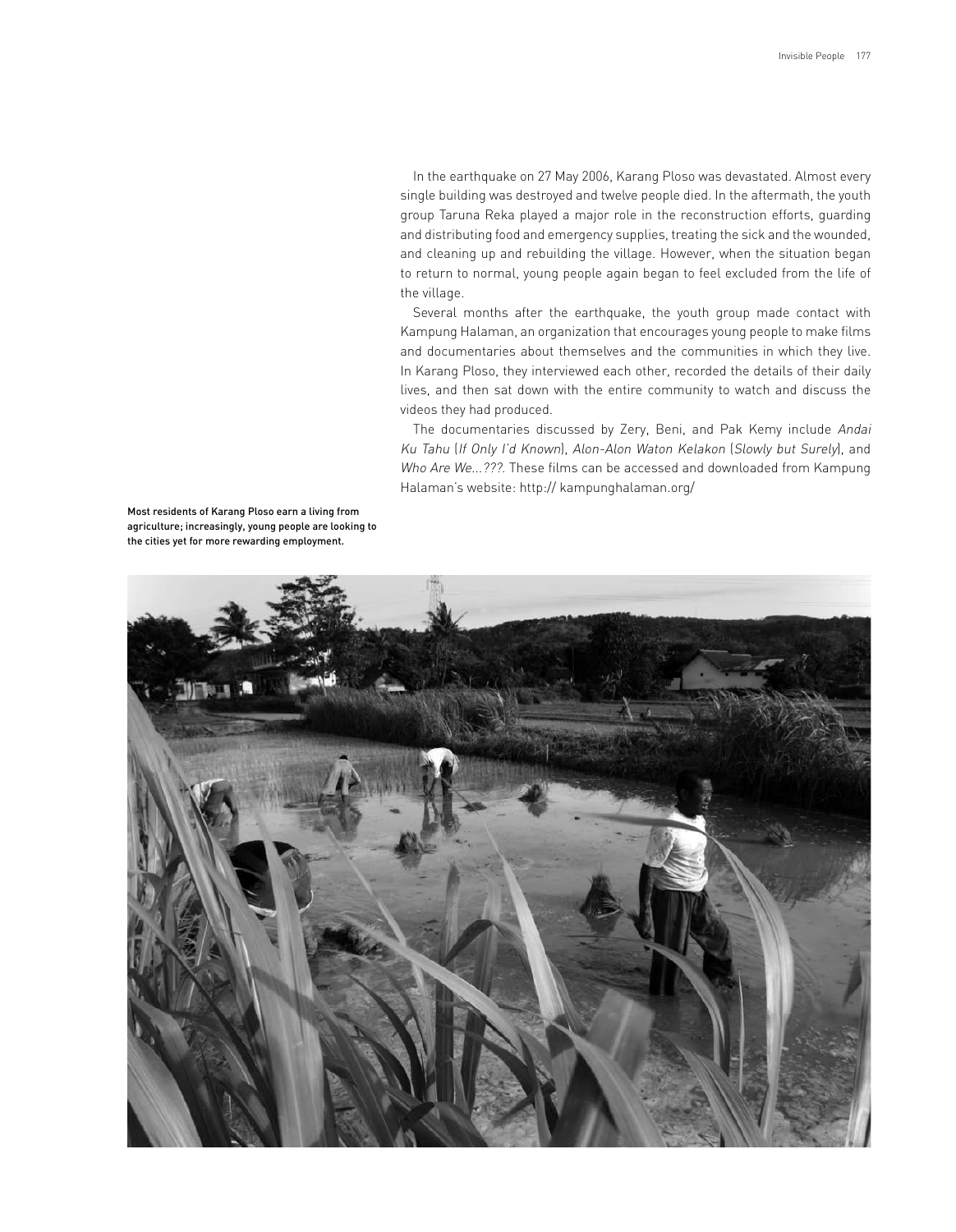In the earthquake on 27 May 2006, Karang Ploso was devastated. Almost every single building was destroyed and twelve people died. In the aftermath, the youth group Taruna Reka played a major role in the reconstruction efforts, guarding and distributing food and emergency supplies, treating the sick and the wounded, and cleaning up and rebuilding the village. However, when the situation began to return to normal, young people again began to feel excluded from the life of the village.

Several months after the earthquake, the youth group made contact with Kampung Halaman, an organization that encourages young people to make films and documentaries about themselves and the communities in which they live. In Karang Ploso, they interviewed each other, recorded the details of their daily lives, and then sat down with the entire community to watch and discuss the videos they had produced.

The documentaries discussed by Zery, Beni, and Pak Kemy include *Andai Ku Tahu* (*If Only I'd Known*), *Alon-Alon Waton Kelakon* (*Slowly but Surely*), and *Who Are We...???*. These films can be accessed and downloaded from Kampung Halaman's website: http:// kampunghalaman.org/

Most residents of Karang Ploso earn a living from agriculture; increasingly, young people are looking to the cities yet for more rewarding employment.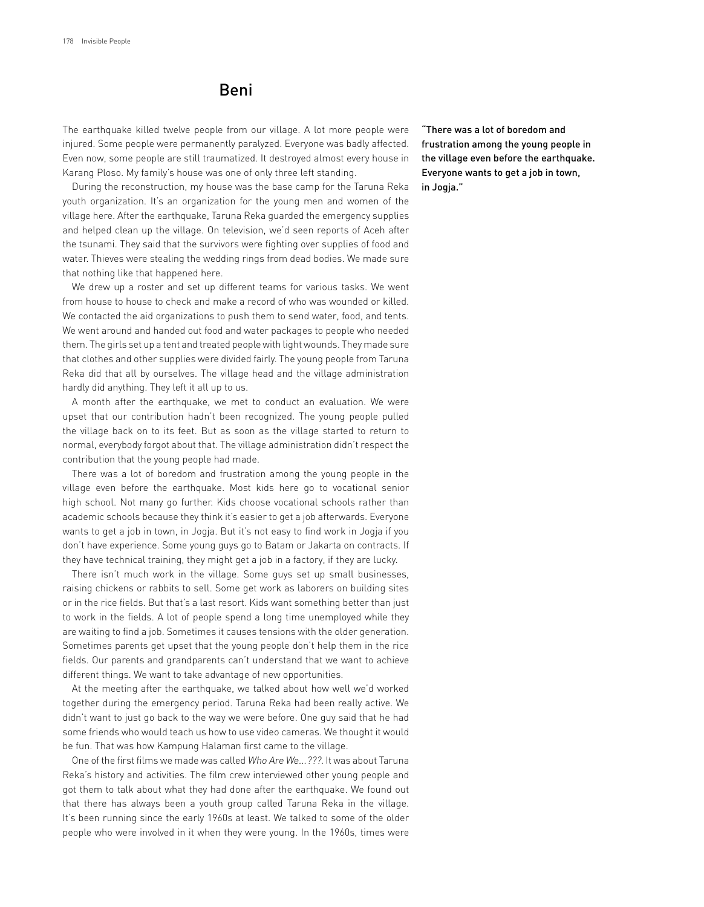## Beni

The earthquake killed twelve people from our village. A lot more people were injured. Some people were permanently paralyzed. Everyone was badly affected. Even now, some people are still traumatized. It destroyed almost every house in Karang Ploso. My family's house was one of only three left standing.

During the reconstruction, my house was the base camp for the Taruna Reka youth organization. It's an organization for the young men and women of the village here. After the earthquake, Taruna Reka guarded the emergency supplies and helped clean up the village. On television, we'd seen reports of Aceh after the tsunami. They said that the survivors were fighting over supplies of food and water. Thieves were stealing the wedding rings from dead bodies. We made sure that nothing like that happened here.

We drew up a roster and set up different teams for various tasks. We went from house to house to check and make a record of who was wounded or killed. We contacted the aid organizations to push them to send water, food, and tents. We went around and handed out food and water packages to people who needed them. The girls set up a tent and treated people with light wounds. They made sure that clothes and other supplies were divided fairly. The young people from Taruna Reka did that all by ourselves. The village head and the village administration hardly did anything. They left it all up to us.

A month after the earthquake, we met to conduct an evaluation. We were upset that our contribution hadn't been recognized. The young people pulled the village back on to its feet. But as soon as the village started to return to normal, everybody forgot about that. The village administration didn't respect the contribution that the young people had made.

**"There was a lot of boredom and frustration among the young people in the village even before the earthquake. Everyone wants to get a job in town, in Jogja."**

There was a lot of boredom and frustration among the young people in the village even before the earthquake. Most kids here go to vocational senior high school. Not many go further. Kids choose vocational schools rather than academic schools because they think it's easier to get a job afterwards. Everyone wants to get a job in town, in Jogja. But it's not easy to find work in Jogja if you don't have experience. Some young guys go to Batam or Jakarta on contracts. If they have technical training, they might get a job in a factory, if they are lucky.

There isn't much work in the village. Some guys set up small businesses, raising chickens or rabbits to sell. Some get work as laborers on building sites or in the rice fields. But that's a last resort. Kids want something better than just to work in the fields. A lot of people spend a long time unemployed while they are waiting to find a job. Sometimes it causes tensions with the older generation. Sometimes parents get upset that the young people don't help them in the rice fields. Our parents and grandparents can't understand that we want to achieve different things. We want to take advantage of new opportunities.

At the meeting after the earthquake, we talked about how well we'd worked together during the emergency period. Taruna Reka had been really active. We didn't want to just go back to the way we were before. One guy said that he had some friends who would teach us how to use video cameras. We thought it would be fun. That was how Kampung Halaman first came to the village.

One of the first films we made was called *Who Are We…???*. It was about Taruna Reka's history and activities. The film crew interviewed other young people and got them to talk about what they had done after the earthquake. We found out that there has always been a youth group called Taruna Reka in the village. It's been running since the early 1960s at least. We talked to some of the older people who were involved in it when they were young. In the 1960s, times were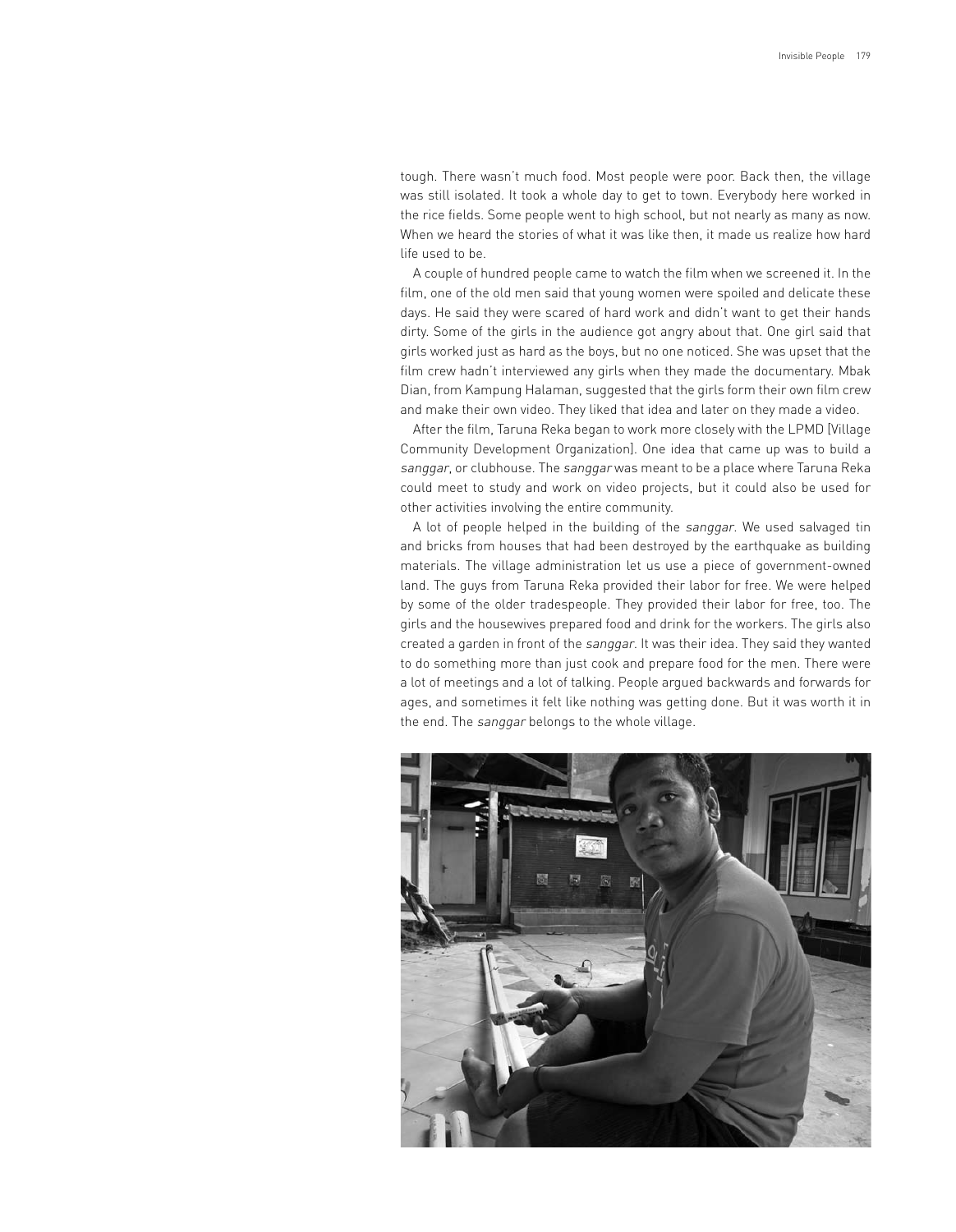tough. There wasn't much food. Most people were poor. Back then, the village was still isolated. It took a whole day to get to town. Everybody here worked in the rice fields. Some people went to high school, but not nearly as many as now. When we heard the stories of what it was like then, it made us realize how hard life used to be.

A couple of hundred people came to watch the film when we screened it. In the film, one of the old men said that young women were spoiled and delicate these days. He said they were scared of hard work and didn't want to get their hands dirty. Some of the girls in the audience got angry about that. One girl said that girls worked just as hard as the boys, but no one noticed. She was upset that the film crew hadn't interviewed any girls when they made the documentary. Mbak Dian, from Kampung Halaman, suggested that the girls form their own film crew and make their own video. They liked that idea and later on they made a video.

After the film, Taruna Reka began to work more closely with the LPMD [Village Community Development Organization]. One idea that came up was to build a *sanggar*, or clubhouse. The *sanggar* was meant to be a place where Taruna Reka could meet to study and work on video projects, but it could also be used for other activities involving the entire community.

A lot of people helped in the building of the *sanggar*. We used salvaged tin and bricks from houses that had been destroyed by the earthquake as building materials. The village administration let us use a piece of government-owned land. The guys from Taruna Reka provided their labor for free. We were helped by some of the older tradespeople. They provided their labor for free, too. The girls and the housewives prepared food and drink for the workers. The girls also created a garden in front of the *sanggar*. It was their idea. They said they wanted to do something more than just cook and prepare food for the men. There were a lot of meetings and a lot of talking. People argued backwards and forwards for ages, and sometimes it felt like nothing was getting done. But it was worth it in the end. The *sanggar* belongs to the whole village.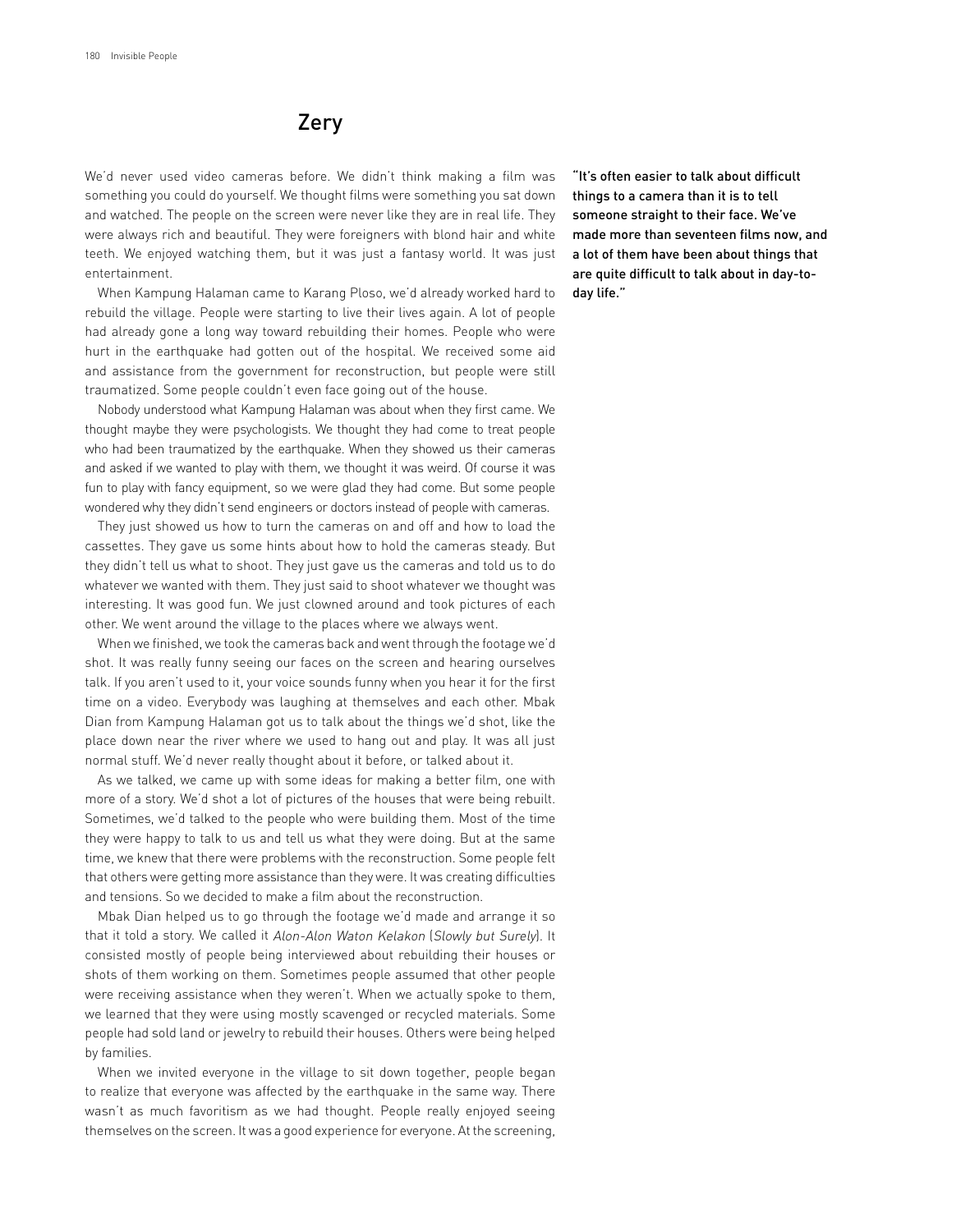## Zery

> "It's often easier to talk about difficult things to a camera than it is to tell someone straight to their face. We've made more than seventeen films now, and a lot of them have been about things that are quite difficult to talk about in day-to-day life."

We'd never used video cameras before. We didn't think making a film was something you could do yourself. We thought films were something you sat down and watched. The people on the screen were never like they are in real life. They were always rich and beautiful. They were foreigners with blond hair and white teeth. We enjoyed watching them, but it was just a fantasy world. It was just entertainment.

When Kampung Halaman came to Karang Ploso, we'd already worked hard to rebuild the village. People were starting to live their lives again. A lot of people had already gone a long way toward rebuilding their homes. People who were hurt in the earthquake had gotten out of the hospital. We received some aid and assistance from the government for reconstruction, but people were still traumatized. Some people couldn't even face going out of the house.

Nobody understood what Kampung Halaman was about when they first came. We thought maybe they were psychologists. We thought they had come to treat people who had been traumatized by the earthquake. When they showed us their cameras and asked if we wanted to play with them, we thought it was weird. Of course it was fun to play with fancy equipment, so we were glad they had come. But some people wondered why they didn't send engineers or doctors instead of people with cameras.

They just showed us how to turn the cameras on and off and how to load the cassettes. They gave us some hints about how to hold the cameras steady. But they didn't tell us what to shoot. They just gave us the cameras and told us to do whatever we wanted with them. They just said to shoot whatever we thought was interesting. It was good fun. We just clowned around and took pictures of each other. We went around the village to the places where we always went.

When we finished, we took the cameras back and went through the footage we'd shot. It was really funny seeing our faces on the screen and hearing ourselves talk. If you aren't used to it, your voice sounds funny when you hear it for the first time on a video. Everybody was laughing at themselves and each other. Mbak Dian from Kampung Halaman got us to talk about the things we'd shot, like the place down near the river where we used to hang out and play. It was all just normal stuff. We'd never really thought about it before, or talked about it.

As we talked, we came up with some ideas for making a better film, one with more of a story. We'd shot a lot of pictures of the houses that were being rebuilt. Sometimes, we'd talked to the people who were building them. Most of the time they were happy to talk to us and tell us what they were doing. But at the same time, we knew that there were problems with the reconstruction. Some people felt that others were getting more assistance than they were. It was creating difficulties and tensions. So we decided to make a film about the reconstruction.

Mbak Dian helped us to go through the footage we'd made and arrange it so that it told a story. We called it *Alon-Alon Waton Kelakon* (*Slowly but Surely*). It consisted mostly of people being interviewed about rebuilding their houses or shots of them working on them. Sometimes people assumed that other people were receiving assistance when they weren't. When we actually spoke to them, we learned that they were using mostly scavenged or recycled materials. Some people had sold land or jewelry to rebuild their houses. Others were being helped by families.

When we invited everyone in the village to sit down together, people began to realize that everyone was affected by the earthquake in the same way. There wasn't as much favoritism as we had thought. People really enjoyed seeing themselves on the screen. It was a good experience for everyone. At the screening,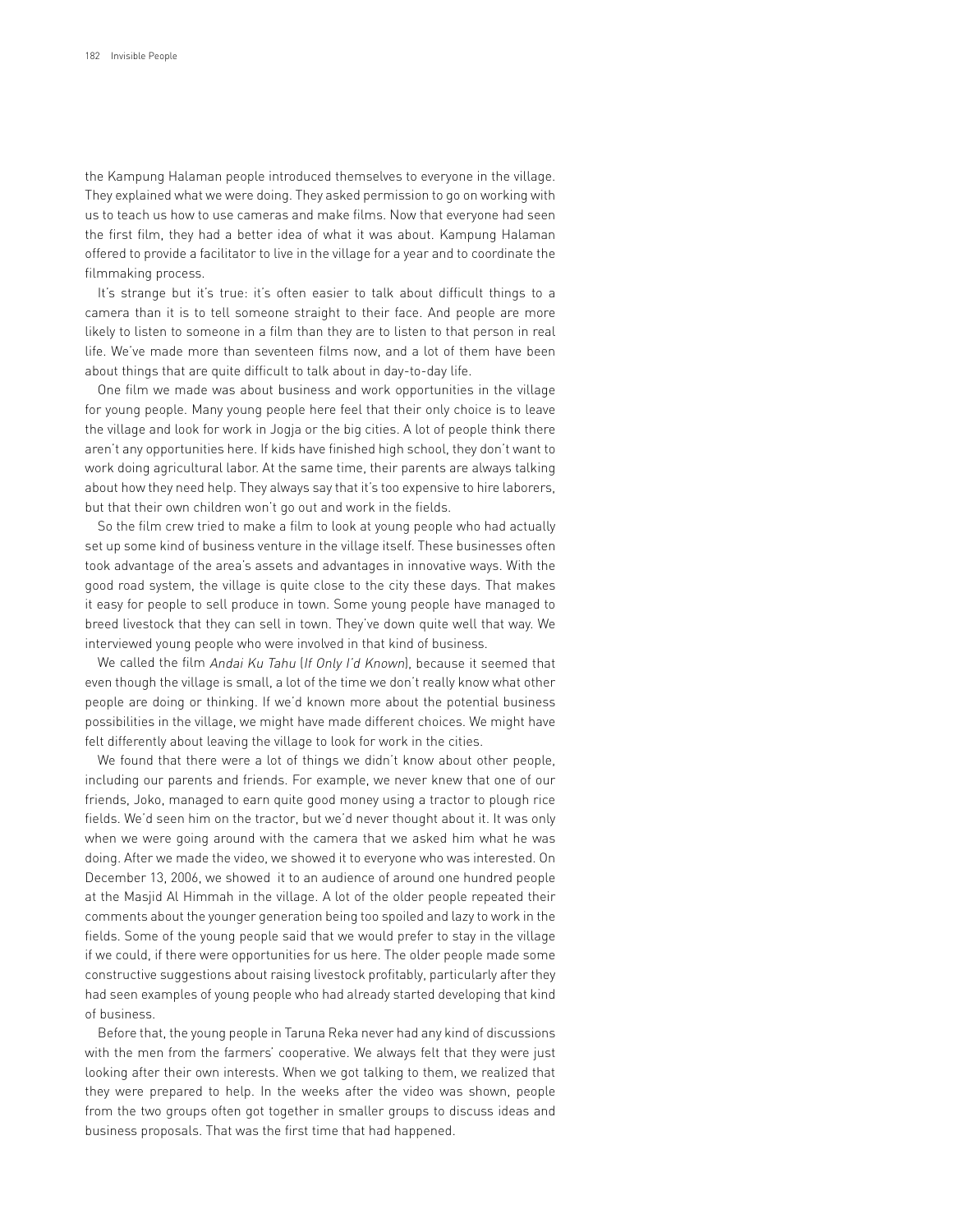the Kampung Halaman people introduced themselves to everyone in the village. They explained what we were doing. They asked permission to go on working with us to teach us how to use cameras and make films. Now that everyone had seen the first film, they had a better idea of what it was about. Kampung Halaman offered to provide a facilitator to live in the village for a year and to coordinate the filmmaking process.

It's strange but it's true: it's often easier to talk about difficult things to a camera than it is to tell someone straight to their face. And people are more likely to listen to someone in a film than they are to listen to that person in real life. We've made more than seventeen films now, and a lot of them have been about things that are quite difficult to talk about in day-to-day life.

One film we made was about business and work opportunities in the village for young people. Many young people here feel that their only choice is to leave the village and look for work in Jogja or the big cities. A lot of people think there aren't any opportunities here. If kids have finished high school, they don't want to work doing agricultural labor. At the same time, their parents are always talking about how they need help. They always say that it's too expensive to hire laborers, but that their own children won't go out and work in the fields.

So the film crew tried to make a film to look at young people who had actually set up some kind of business venture in the village itself. These businesses often took advantage of the area's assets and advantages in innovative ways. With the good road system, the village is quite close to the city these days. That makes it easy for people to sell produce in town. Some young people have managed to breed livestock that they can sell in town. They've down quite well that way. We interviewed young people who were involved in that kind of business.

We called the film *Andai Ku Tahu* (*If Only I'd Known*), because it seemed that even though the village is small, a lot of the time we don't really know what other people are doing or thinking. If we'd known more about the potential business possibilities in the village, we might have made different choices. We might have felt differently about leaving the village to look for work in the cities.

We found that there were a lot of things we didn't know about other people, including our parents and friends. For example, we never knew that one of our friends, Joko, managed to earn quite good money using a tractor to plough rice fields. We'd seen him on the tractor, but we'd never thought about it. It was only when we were going around with the camera that we asked him what he was doing. After we made the video, we showed it to everyone who was interested. On December 13, 2006, we showed it to an audience of around one hundred people at the Masjid Al Himmah in the village. A lot of the older people repeated their comments about the younger generation being too spoiled and lazy to work in the fields. Some of the young people said that we would prefer to stay in the village if we could, if there were opportunities for us here. The older people made some constructive suggestions about raising livestock profitably, particularly after they had seen examples of young people who had already started developing that kind of business.

Before that, the young people in Taruna Reka never had any kind of discussions with the men from the farmers' cooperative. We always felt that they were just looking after their own interests. When we got talking to them, we realized that they were prepared to help. In the weeks after the video was shown, people from the two groups often got together in smaller groups to discuss ideas and business proposals. That was the first time that had happened.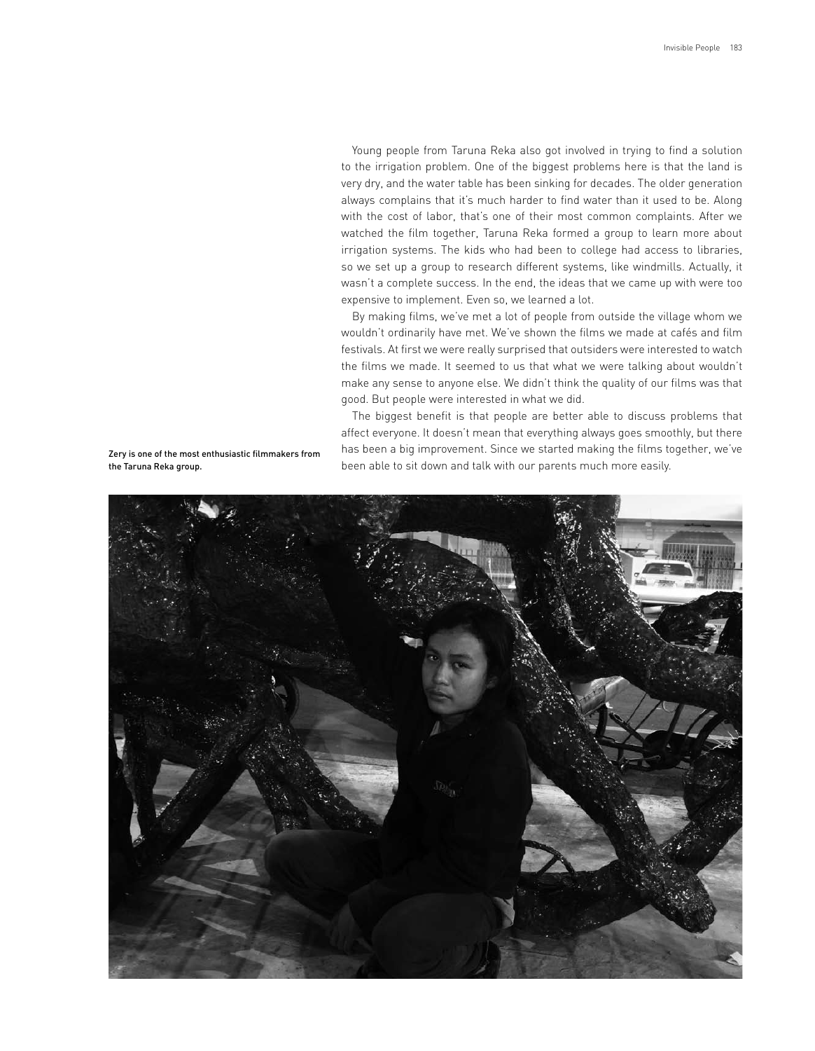Young people from Taruna Reka also got involved in trying to find a solution to the irrigation problem. One of the biggest problems here is that the land is very dry, and the water table has been sinking for decades. The older generation always complains that it's much harder to find water than it used to be. Along with the cost of labor, that's one of their most common complaints. After we watched the film together, Taruna Reka formed a group to learn more about irrigation systems. The kids who had been to college had access to libraries, so we set up a group to research different systems, like windmills. Actually, it wasn't a complete success. In the end, the ideas that we came up with were too expensive to implement. Even so, we learned a lot.

By making films, we've met a lot of people from outside the village whom we wouldn't ordinarily have met. We've shown the films we made at cafés and film festivals. At first we were really surprised that outsiders were interested to watch the films we made. It seemed to us that what we were talking about wouldn't make any sense to anyone else. We didn't think the quality of our films was that good. But people were interested in what we did.

The biggest benefit is that people are better able to discuss problems that affect everyone. It doesn't mean that everything always goes smoothly, but there has been a big improvement. Since we started making the films together, we've been able to sit down and talk with our parents much more easily.

Zery is one of the most enthusiastic filmmakers from the Taruna Reka group.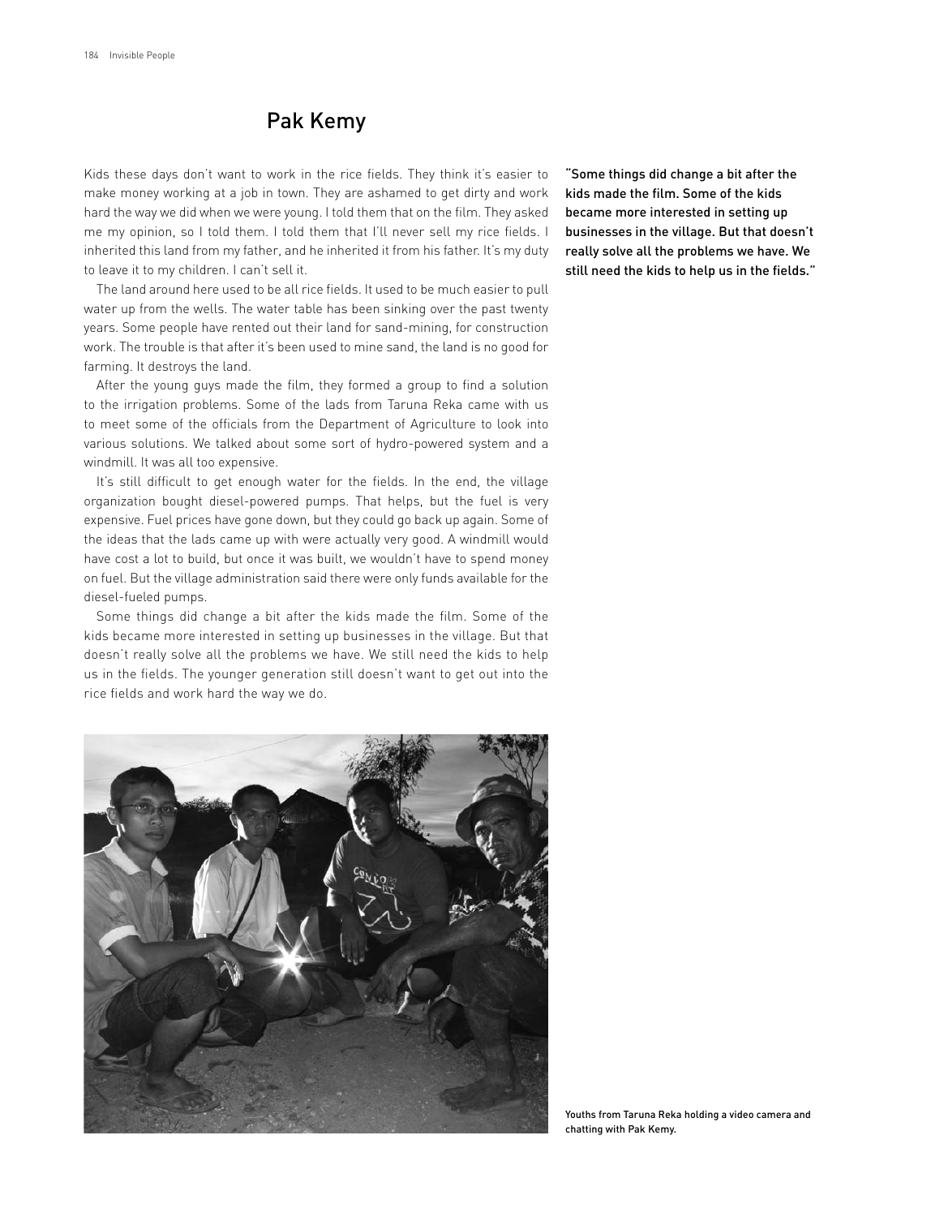## Pak Kemy

Kids these days don't want to work in the rice fields. They think it's easier to make money working at a job in town. They are ashamed to get dirty and work hard the way we did when we were young. I told them that on the film. They asked me my opinion, so I told them. I told them that I'll never sell my rice fields. I inherited this land from my father, and he inherited it from his father. It's my duty to leave it to my children. I can't sell it.

The land around here used to be all rice fields. It used to be much easier to pull water up from the wells. The water table has been sinking over the past twenty years. Some people have rented out their land for sand-mining, for construction work. The trouble is that after it's been used to mine sand, the land is no good for farming. It destroys the land.

After the young guys made the film, they formed a group to find a solution to the irrigation problems. Some of the lads from Taruna Reka came with us to meet some of the officials from the Department of Agriculture to look into various solutions. We talked about some sort of hydro-powered system and a windmill. It was all too expensive.

It's still difficult to get enough water for the fields. In the end, the village organization bought diesel-powered pumps. That helps, but the fuel is very expensive. Fuel prices have gone down, but they could go back up again. Some of the ideas that the lads came up with were actually very good. A windmill would have cost a lot to build, but once it was built, we wouldn't have to spend money on fuel. But the village administration said there were only funds available for the diesel-fueled pumps.

Some things did change a bit after the kids made the film. Some of the kids became more interested in setting up businesses in the village. But that doesn't really solve all the problems we have. We still need the kids to help us in the fields. The younger generation still doesn't want to get out into the rice fields and work hard the way we do.

**"Some things did change a bit after the kids made the film. Some of the kids became more interested in setting up businesses in the village. But that doesn't really solve all the problems we have. We still need the kids to help us in the fields."**

Youths from Taruna Reka holding a video camera and chatting with Pak Kemy.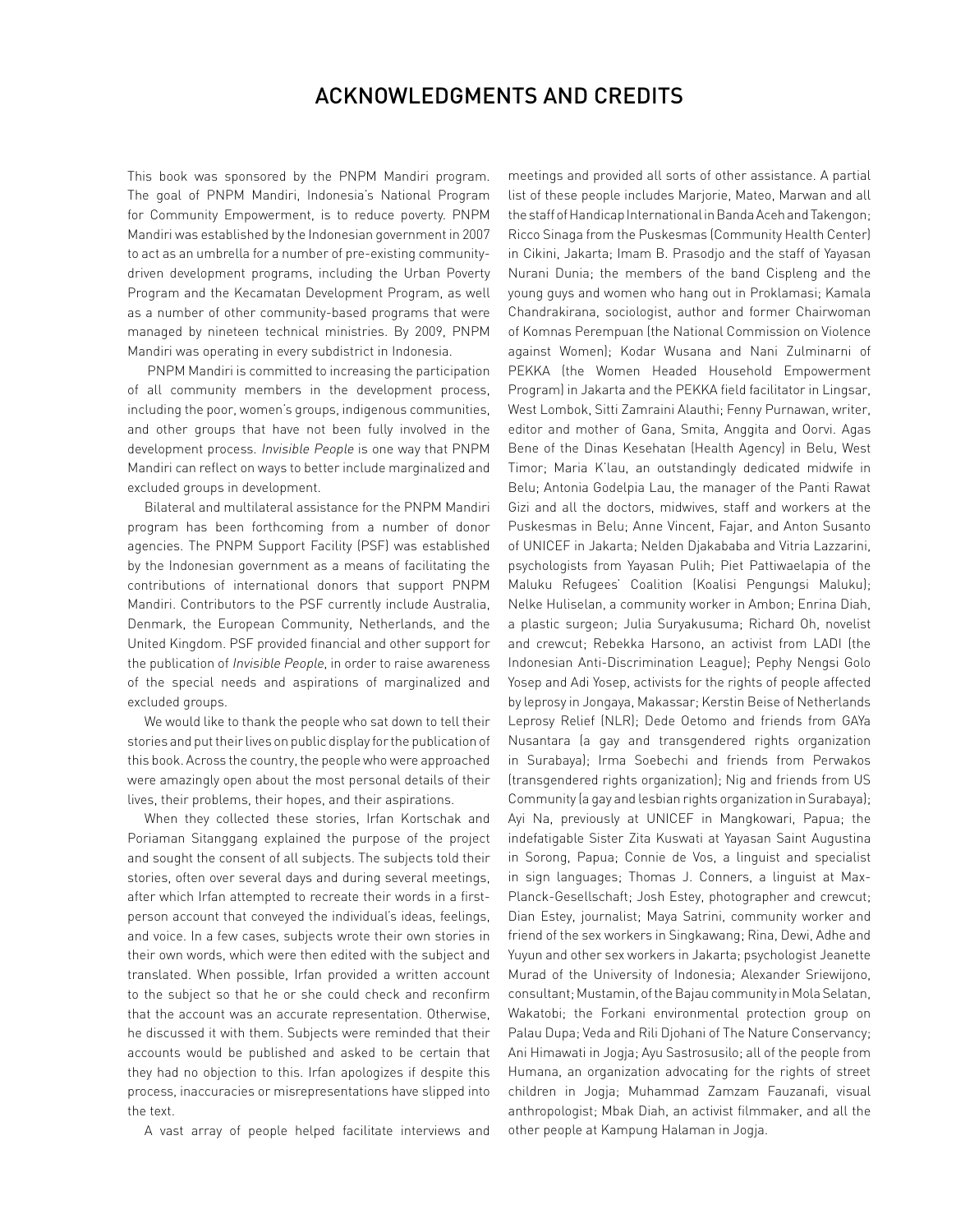# ACKNOWLEDGMENTS AND CREDITS

This book was sponsored by the PNPM Mandiri program. The goal of PNPM Mandiri, Indonesia's National Program for Community Empowerment, is to reduce poverty. PNPM Mandiri was established by the Indonesian government in 2007 to act as an umbrella for a number of pre-existing community-driven development programs, including the Urban Poverty Program and the Kecamatan Development Program, as well as a number of other community-based programs that were managed by nineteen technical ministries. By 2009, PNPM Mandiri was operating in every subdistrict in Indonesia.

PNPM Mandiri is committed to increasing the participation of all community members in the development process, including the poor, women's groups, indigenous communities, and other groups that have not been fully involved in the development process. *Invisible People* is one way that PNPM Mandiri can reflect on ways to better include marginalized and excluded groups in development.

Bilateral and multilateral assistance for the PNPM Mandiri program has been forthcoming from a number of donor agencies. The PNPM Support Facility (PSF) was established by the Indonesian government as a means of facilitating the contributions of international donors that support PNPM Mandiri. Contributors to the PSF currently include Australia, Denmark, the European Community, Netherlands, and the United Kingdom. PSF provided financial and other support for the publication of *Invisible People*, in order to raise awareness of the special needs and aspirations of marginalized and excluded groups.

We would like to thank the people who sat down to tell their stories and put their lives on public display for the publication of this book. Across the country, the people who were approached were amazingly open about the most personal details of their lives, their problems, their hopes, and their aspirations.

When they collected these stories, Irfan Kortschak and Poriaman Sitanggang explained the purpose of the project and sought the consent of all subjects. The subjects told their stories, often over several days and during several meetings, after which Irfan attempted to recreate their words in a first-person account that conveyed the individual's ideas, feelings, and voice. In a few cases, subjects wrote their own stories in their own words, which were then edited with the subject and translated. When possible, Irfan provided a written account to the subject so that he or she could check and reconfirm that the account was an accurate representation. Otherwise, he discussed it with them. Subjects were reminded that their accounts would be published and asked to be certain that they had no objection to this. Irfan apologizes if despite this process, inaccuracies or misrepresentations have slipped into the text.

A vast array of people helped facilitate interviews and meetings and provided all sorts of other assistance. A partial list of these people includes Marjorie, Mateo, Marwan and all the staff of Handicap International in Banda Aceh and Takengon; Ricco Sinaga from the Puskesmas (Community Health Center) in Cikini, Jakarta; Imam B. Prasodjo and the staff of Yayasan Nurani Dunia; the members of the band Cispleng and the young guys and women who hang out in Proklamasi; Kamala Chandrakirana, sociologist, author and former Chairwoman of Komnas Perempuan (the National Commission on Violence against Women); Kodar Wusana and Nani Zulminarni of PEKKA (the Women Headed Household Empowerment Program) in Jakarta and the PEKKA field facilitator in Lingsar, West Lombok, Sitti Zamraini Alauthi; Fenny Purnawan, writer, editor and mother of Gana, Smita, Anggita and Oorvi. Agas Bene of the Dinas Kesehatan (Health Agency) in Belu, West Timor; Maria K'lau, an outstandingly dedicated midwife in Belu; Antonia Godelpia Lau, the manager of the Panti Rawat Gizi and all the doctors, midwives, staff and workers at the Puskesmas in Belu; Anne Vincent, Fajar, and Anton Susanto of UNICEF in Jakarta; Nelden Djakababa and Vitria Lazzarini, psychologists from Yayasan Pulih; Piet Pattiwaelapia of the Maluku Refugees' Coalition (Koalisi Pengungsi Maluku); Nelke Huliselan, a community worker in Ambon; Enrina Diah, a plastic surgeon; Julia Suryakusuma; Richard Oh, novelist and crewcut; Rebekka Harsono, an activist from LADI (the Indonesian Anti-Discrimination League); Pephy Nengsi Golo Yosep and Adi Yosep, activists for the rights of people affected by leprosy in Jongaya, Makassar; Kerstin Beise of Netherlands Leprosy Relief (NLR); Dede Oetomo and friends from GAYa Nusantara (a gay and transgendered rights organization in Surabaya); Irma Soebechi and friends from Perwakos (transgendered rights organization); Nig and friends from US Community (a gay and lesbian rights organization in Surabaya); Ayi Na, previously at UNICEF in Mangkowari, Papua; the indefatigable Sister Zita Kuswati at Yayasan Saint Augustina in Sorong, Papua; Connie de Vos, a linguist and specialist in sign languages; Thomas J. Conners, a linguist at Max-Planck-Gesellschaft; Josh Estey, photographer and crewcut; Dian Estey, journalist; Maya Satrini, community worker and friend of the sex workers in Singkawang; Rina, Dewi, Adhe and Yuyun and other sex workers in Jakarta; psychologist Jeanette Murad of the University of Indonesia; Alexander Sriewijono, consultant; Mustamin, of the Bajau community in Mola Selatan, Wakatobi; the Forkani environmental protection group on Palau Dupa; Veda and Rili Djohani of The Nature Conservancy; Ani Himawati in Jogja; Ayu Sastrosusilo; all of the people from Humana, an organization advocating for the rights of street children in Jogja; Muhammad Zamzam Fauzanafi, visual anthropologist; Mbak Diah, an activist filmmaker, and all the other people at Kampung Halaman in Jogja.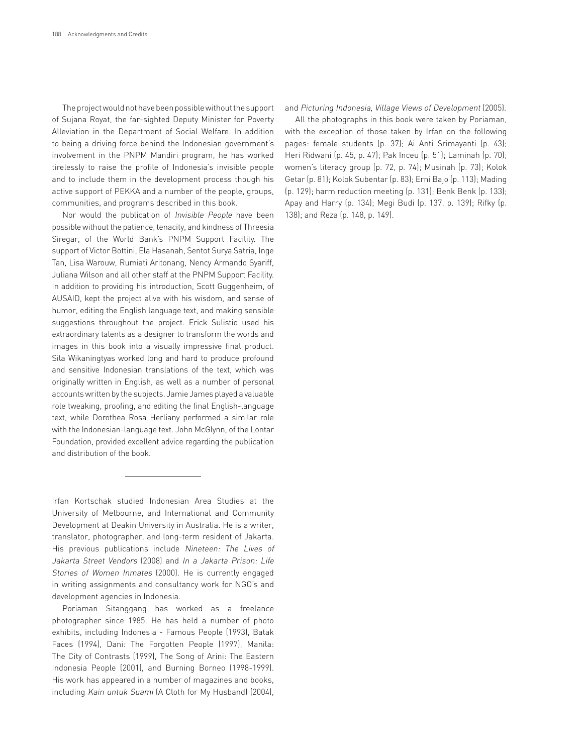The project would not have been possible without the support of Sujana Royat, the far-sighted Deputy Minister for Poverty Alleviation in the Department of Social Welfare. In addition to being a driving force behind the Indonesian government's involvement in the PNPM Mandiri program, he has worked tirelessly to raise the profile of Indonesia's invisible people and to include them in the development process though his active support of PEKKA and a number of the people, groups, communities, and programs described in this book.

Nor would the publication of *Invisible People* have been possible without the patience, tenacity, and kindness of Threesia Siregar, of the World Bank's PNPM Support Facility. The support of Victor Bottini, Ela Hasanah, Sentot Surya Satria, Inge Tan, Lisa Warouw, Rumiati Aritonang, Nency Armando Syariff, Juliana Wilson and all other staff at the PNPM Support Facility. In addition to providing his introduction, Scott Guggenheim, of AUSAID, kept the project alive with his wisdom, and sense of humor, editing the English language text, and making sensible suggestions throughout the project. Erick Sulistio used his extraordinary talents as a designer to transform the words and images in this book into a visually impressive final product. Sila Wikaningtyas worked long and hard to produce profound and sensitive Indonesian translations of the text, which was originally written in English, as well as a number of personal accounts written by the subjects. Jamie James played a valuable role tweaking, proofing, and editing the final English-language text, while Dorothea Rosa Herliany performed a similar role with the Indonesian-language text. John McGlynn, of the Lontar Foundation, provided excellent advice regarding the publication and distribution of the book.

---

Irfan Kortschak studied Indonesian Area Studies at the University of Melbourne, and International and Community Development at Deakin University in Australia. He is a writer, translator, photographer, and long-term resident of Jakarta. His previous publications include *Nineteen: The Lives of Jakarta Street Vendors* (2008) and *In a Jakarta Prison: Life Stories of Women Inmates* (2000). He is currently engaged in writing assignments and consultancy work for NGO's and development agencies in Indonesia.

Poriaman Sitanggang has worked as a freelance photographer since 1985. He has held a number of photo exhibits, including Indonesia - Famous People (1993), Batak Faces (1994), Dani: The Forgotten People (1997), Manila: The City of Contrasts (1999), The Song of Arini: The Eastern Indonesia People (2001), and Burning Borneo (1998-1999). His work has appeared in a number of magazines and books, including *Kain untuk Suami* (A Cloth for My Husband) (2004), and *Picturing Indonesia, Village Views of Development* (2005).

All the photographs in this book were taken by Poriaman, with the exception of those taken by Irfan on the following pages: female students (p. 37); Ai Anti Srimayanti (p. 43); Heri Ridwani (p. 45, p. 47); Pak Inceu (p. 51); Laminah (p. 70); women's literacy group (p. 72, p. 74); Musinah (p. 73); Kolok Getar (p. 81); Kolok Subentar (p. 83); Erni Bajo (p. 113); Mading (p. 129); harm reduction meeting (p. 131); Benk Benk (p. 133); Apay and Harry (p. 134); Megi Budi (p. 137, p. 139); Rifky (p. 138); and Reza (p. 148, p. 149).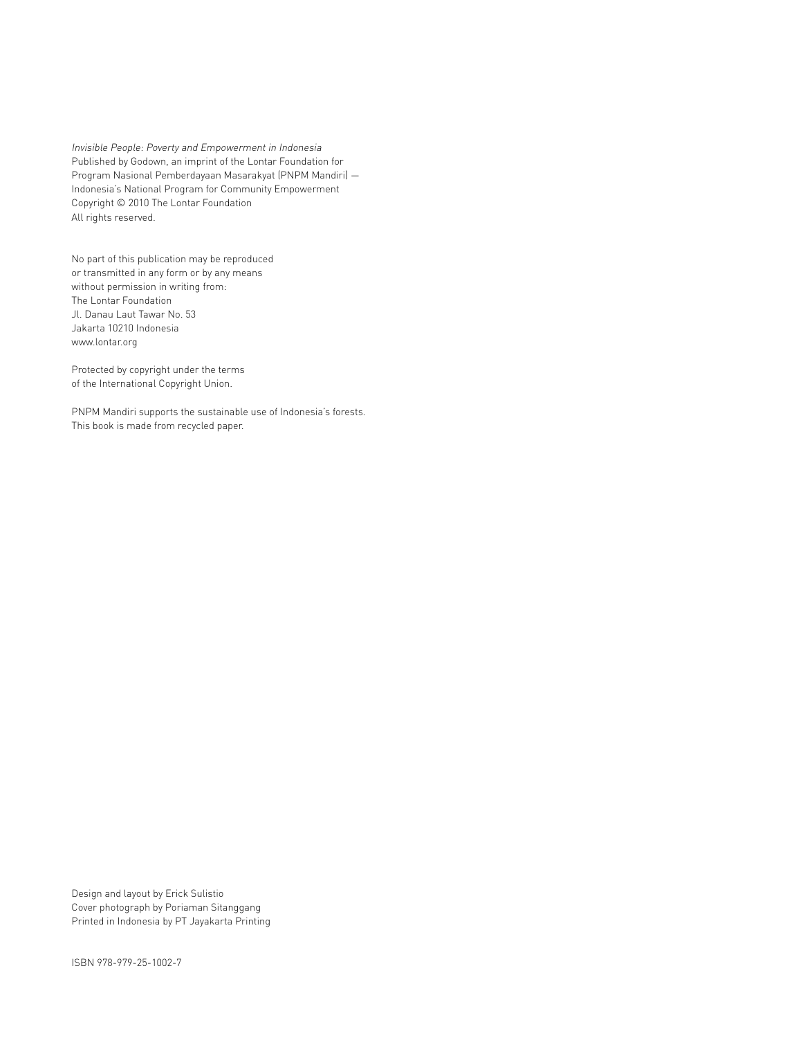*Invisible People: Poverty and Empowerment in Indonesia*
Published by Godown, an imprint of the Lontar Foundation for
Program Nasional Pemberdayaan Masarakyat (PNPM Mandiri) —
Indonesia's National Program for Community Empowerment
Copyright © 2010 The Lontar Foundation
All rights reserved.

No part of this publication may be reproduced
or transmitted in any form or by any means
without permission in writing from:
The Lontar Foundation
Jl. Danau Laut Tawar No. 53
Jakarta 10210 Indonesia
www.lontar.org

Protected by copyright under the terms
of the International Copyright Union.

PNPM Mandiri supports the sustainable use of Indonesia's forests.
This book is made from recycled paper.

Design and layout by Erick Sulistio
Cover photograph by Poriaman Sitanggang
Printed in Indonesia by PT Jayakarta Printing

ISBN 978-979-25-1002-7